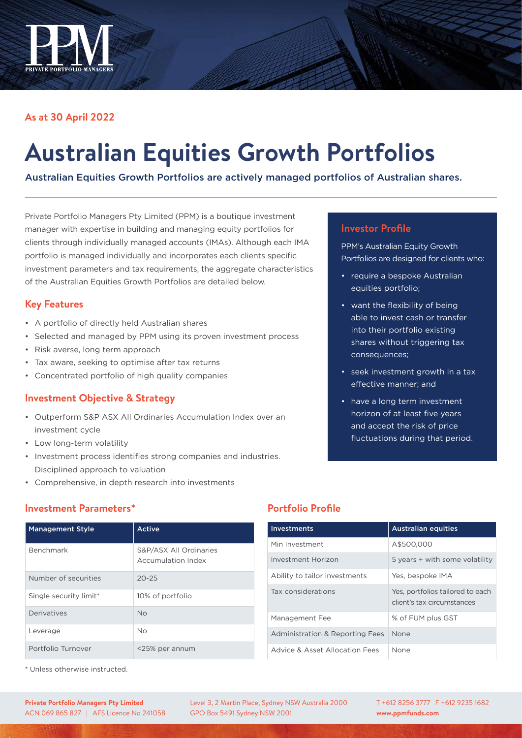PPM
PRIVATE PORTFOLIO MANAGERS

As at 30 April 2022

# Australian Equities Growth Portfolios

Australian Equities Growth Portfolios are actively managed portfolios of Australian shares.

Private Portfolio Managers Pty Limited (PPM) is a boutique investment manager with expertise in building and managing equity portfolios for clients through individually managed accounts (IMAs). Although each IMA portfolio is managed individually and incorporates each clients specific investment parameters and tax requirements, the aggregate characteristics of the Australian Equities Growth Portfolios are detailed below.

## Key Features

- A portfolio of directly held Australian shares
- Selected and managed by PPM using its proven investment process
- Risk averse, long term approach
- Tax aware, seeking to optimise after tax returns
- Concentrated portfolio of high quality companies

## Investment Objective & Strategy

- Outperform S&P ASX All Ordinaries Accumulation Index over an investment cycle
- Low long-term volatility
- Investment process identifies strong companies and industries. Disciplined approach to valuation
- Comprehensive, in depth research into investments

## Investor Profile

PPM's Australian Equity Growth Portfolios are designed for clients who:

- require a bespoke Australian equities portfolio;
- want the flexibility of being able to invest cash or transfer into their portfolio existing shares without triggering tax consequences;
- seek investment growth in a tax effective manner; and
- have a long term investment horizon of at least five years and accept the risk of price fluctuations during that period.

## Investment Parameters*

| Management Style | Active |
|---|---|
| Benchmark | S&P/ASX All Ordinaries Accumulation Index |
| Number of securities | 20-25 |
| Single security limit* | 10% of portfolio |
| Derivatives | No |
| Leverage | No |
| Portfolio Turnover | <25% per annum |

* Unless otherwise instructed.

## Portfolio Profile

| Investments | Australian equities |
|---|---|
| Min Investment | A$500,000 |
| Investment Horizon | 5 years + with some volatility |
| Ability to tailor investments | Yes, bespoke IMA |
| Tax considerations | Yes, portfolios tailored to each client's tax circumstances |
| Management Fee | % of FUM plus GST |
| Administration & Reporting Fees | None |
| Advice & Asset Allocation Fees | None |

**Private Portfolio Managers Pty Limited**
ACN 069 865 827 | AFS Licence No 241058

Level 3, 2 Martin Place, Sydney NSW Australia 2000
GPO Box 5491 Sydney NSW 2001

T +612 8256 3777 F +612 9235 1682
**www.ppmfunds.com**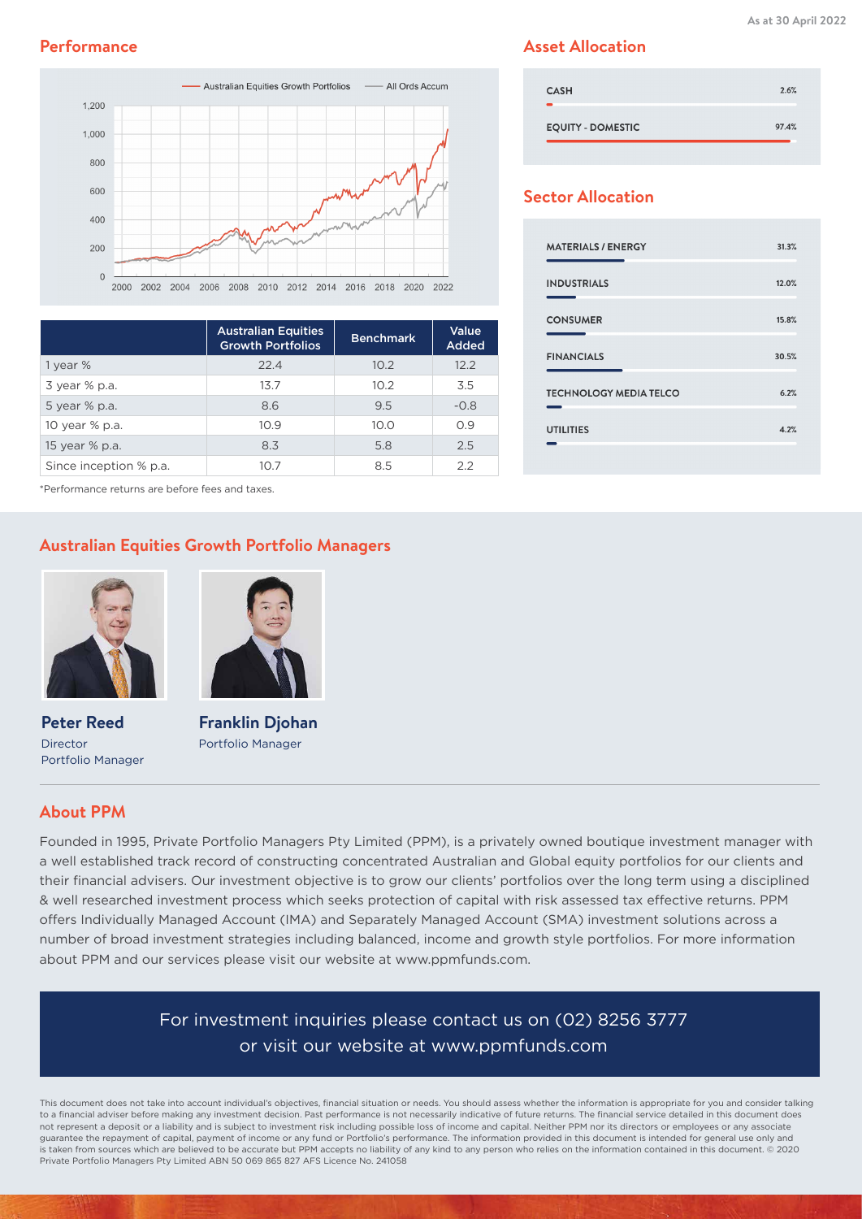As at 30 April 2022

## Performance

Australian Equities Growth Portfolios — All Ords Accum

1,200
1,000
800
600
400
200
0

2000 2002 2004 2006 2008 2010 2012 2014 2016 2018 2020 2022

| | Australian Equities Growth Portfolios | Benchmark | Value Added |
|---|---|---|---|
| 1 year % | 22.4 | 10.2 | 12.2 |
| 3 year % p.a. | 13.7 | 10.2 | 3.5 |
| 5 year % p.a. | 8.6 | 9.5 | -0.8 |
| 10 year % p.a. | 10.9 | 10.0 | 0.9 |
| 15 year % p.a. | 8.3 | 5.8 | 2.5 |
| Since inception % p.a. | 10.7 | 8.5 | 2.2 |

*Performance returns are before fees and taxes.

## Asset Allocation

CASH 2.6%

EQUITY - DOMESTIC 97.4%

## Sector Allocation

MATERIALS / ENERGY 31.3%

INDUSTRIALS 12.0%

CONSUMER 15.8%

FINANCIALS 30.5%

TECHNOLOGY MEDIA TELCO 6.2%

UTILITIES 4.2%

## Australian Equities Growth Portfolio Managers

**Peter Reed**
Director
Portfolio Manager

**Franklin Djohan**
Portfolio Manager

## About PPM

Founded in 1995, Private Portfolio Managers Pty Limited (PPM), is a privately owned boutique investment manager with a well established track record of constructing concentrated Australian and Global equity portfolios for our clients and their financial advisers. Our investment objective is to grow our clients' portfolios over the long term using a disciplined & well researched investment process which seeks protection of capital with risk assessed tax effective returns. PPM offers Individually Managed Account (IMA) and Separately Managed Account (SMA) investment solutions across a number of broad investment strategies including balanced, income and growth style portfolios. For more information about PPM and our services please visit our website at www.ppmfunds.com.

For investment inquiries please contact us on (02) 8256 3777
or visit our website at www.ppmfunds.com

This document does not take into account individual's objectives, financial situation or needs. You should assess whether the information is appropriate for you and consider talking to a financial adviser before making any investment decision. Past performance is not necessarily indicative of future returns. The financial service detailed in this document does not represent a deposit or a liability and is subject to investment risk including possible loss of income and capital. Neither PPM nor its directors or employees or any associate guarantee the repayment of capital, payment of income or any fund or Portfolio's performance. The information provided in this document is intended for general use only and is taken from sources which are believed to be accurate but PPM accepts no liability of any kind to any person who relies on the information contained in this document. © 2020 Private Portfolio Managers Pty Limited ABN 50 069 865 827 AFS Licence No. 241058